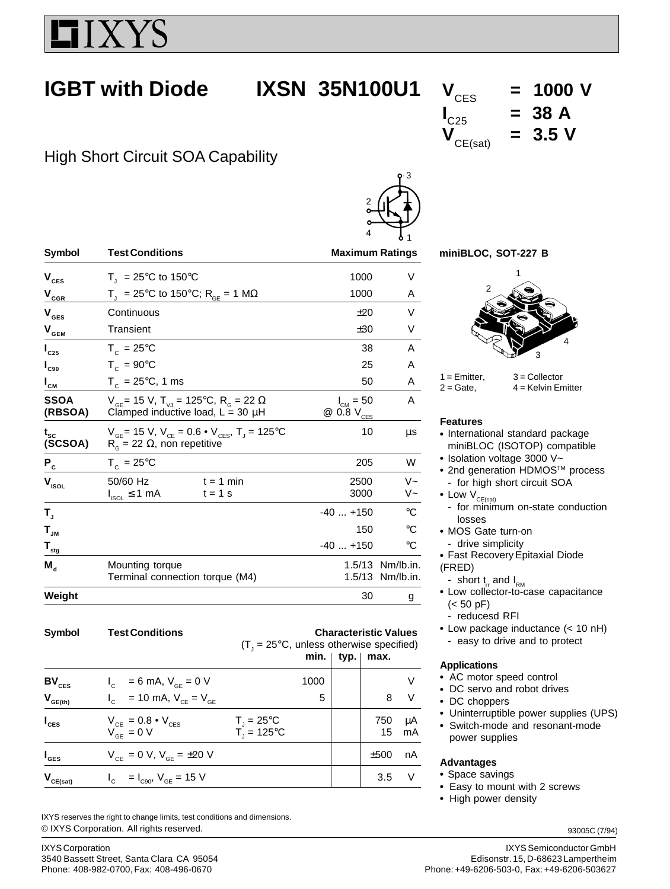# IXYS

# IGBT with Diode

## IXSN 35N100U1

$V_{CES}$ = 1000 V
$I_{C25}$ = 38 A
$V_{CE(sat)}$ = 3.5 V

High Short Circuit SOA Capability

| Symbol | Test Conditions | Maximum Ratings | |
|---|---|---|---|
| $V_{CES}$ | $T_J$ = 25°C to 150°C | 1000 | V |
| $V_{CGR}$ | $T_J$ = 25°C to 150°C; $R_{GE}$ = 1 MΩ | 1000 | A |
| $V_{GES}$ | Continuous | ±20 | V |
| $V_{GEM}$ | Transient | ±30 | V |
| $I_{C25}$ | $T_C$ = 25°C | 38 | A |
| $I_{C90}$ | $T_C$ = 90°C | 25 | A |
| $I_{CM}$ | $T_C$ = 25°C, 1 ms | 50 | A |
| SSOA (RBSOA) | $V_{GE}$= 15 V, $T_{VJ}$ = 125°C, $R_G$ = 22 Ω Clamped inductive load, L = 30 µH | $I_{CM}$ = 50 @ 0.8 $V_{CES}$ | A |
| $t_{SC}$ (SCSOA) | $V_{GE}$= 15 V, $V_{CE}$ = 0.6 • $V_{CES}$, $T_J$ = 125°C $R_G$ = 22 Ω, non repetitive | 10 | µs |
| $P_C$ | $T_C$ = 25°C | 205 | W |
| $V_{ISOL}$ | 50/60 Hz, $I_{ISOL}$ ≤ 1 mA, t = 1 min | 2500 | V~ |
| | t = 1 s | 3000 | V~ |
| $T_J$ | | -40 ... +150 | °C |
| $T_{JM}$ | | 150 | °C |
| $T_{stg}$ | | -40 ... +150 | °C |
| $M_d$ | Mounting torque | 1.5/13 | Nm/lb.in. |
| | Terminal connection torque (M4) | 1.5/13 | Nm/lb.in. |
| Weight | | 30 | g |

| Symbol | Test Conditions ($T_J$ = 25°C, unless otherwise specified) | | min. | typ. | max. | |
|---|---|---|---|---|---|---|
| $BV_{CES}$ | $I_C$ = 6 mA, $V_{GE}$ = 0 V | | 1000 | | | V |
| $V_{GE(th)}$ | $I_C$ = 10 mA, $V_{CE}$ = $V_{GE}$ | | 5 | | 8 | V |
| $I_{CES}$ | $V_{CE}$ = 0.8 • $V_{CES}$, $V_{GE}$ = 0 V | $T_J$ = 25°C | | | 750 | µA |
| | | $T_J$ = 125°C | | | 15 | mA |
| $I_{GES}$ | $V_{CE}$ = 0 V, $V_{GE}$ = ±20 V | | | | ±500 | nA |
| $V_{CE(sat)}$ | $I_C$ = $I_{C90}$, $V_{GE}$ = 15 V | | | | 3.5 | V |

**miniBLOC, SOT-227 B**

1 = Emitter, 3 = Collector
2 = Gate, 4 = Kelvin Emitter

### Features

- International standard package miniBLOC (ISOTOP) compatible
- Isolation voltage 3000 V~
- 2nd generation HDMOS™ process
  - for high short circuit SOA
- Low $V_{CE(sat)}$
  - for minimum on-state conduction losses
- MOS Gate turn-on
  - drive simplicity
- Fast Recovery Epitaxial Diode (FRED)
  - short $t_{rr}$ and $I_{RM}$
- Low collector-to-case capacitance (< 50 pF)
  - reducesd RFI
- Low package inductance (< 10 nH)
  - easy to drive and to protect

### Applications

- AC motor speed control
- DC servo and robot drives
- DC choppers
- Uninterruptible power supplies (UPS)
- Switch-mode and resonant-mode power supplies

### Advantages

- Space savings
- Easy to mount with 2 screws
- High power density

IXYS reserves the right to change limits, test conditions and dimensions.
© IXYS Corporation. All rights reserved.

93005C (7/94)

IXYS Corporation
3540 Bassett Street, Santa Clara CA 95054
Phone: 408-982-0700, Fax: 408-496-0670

IXYS Semiconductor GmbH
Edisonstr. 15, D-68623 Lampertheim
Phone: +49-6206-503-0, Fax: +49-6206-503627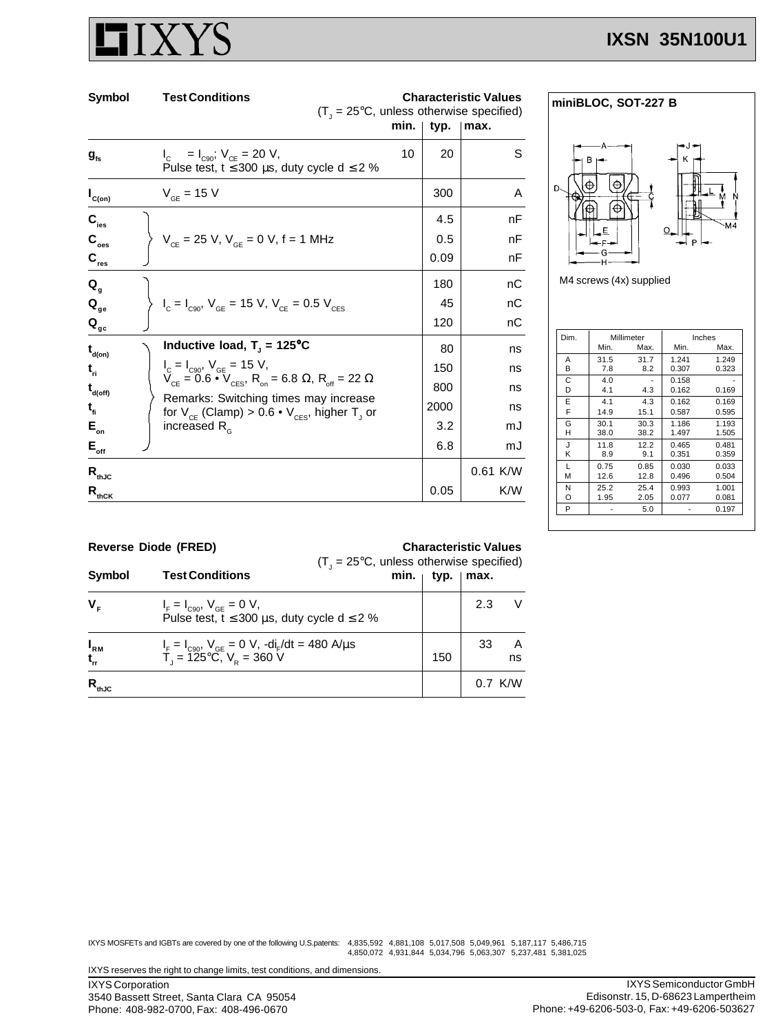# IXSN 35N100U1

| Symbol | Test Conditions | Characteristic Values ($T_J$ = 25°C, unless otherwise specified) min. | typ. | max. | |
|---|---|---|---|---|---|
| $g_{fs}$ | $I_C$ = $I_{C90}$; $V_{CE}$ = 20 V, Pulse test, t ≤ 300 µs, duty cycle d ≤ 2 % | 10 | 20 | | S |
| $I_{C(on)}$ | $V_{GE}$ = 15 V | | 300 | | A |
| $C_{ies}$ | $V_{CE}$ = 25 V, $V_{GE}$ = 0 V, f = 1 MHz | | 4.5 | | nF |
| $C_{oes}$ | | | 0.5 | | nF |
| $C_{res}$ | | | 0.09 | | nF |
| $Q_g$ | $I_C$ = $I_{C90}$, $V_{GE}$ = 15 V, $V_{CE}$ = 0.5 $V_{CES}$ | | 180 | | nC |
| $Q_{ge}$ | | | 45 | | nC |
| $Q_{gc}$ | | | 120 | | nC |
| $t_{d(on)}$ | **Inductive load, $T_J$ = 125°C** | | 80 | | ns |
| $t_{ri}$ | $I_C$ = $I_{C90}$, $V_{GE}$ = 15 V, $V_{CE}$ = 0.6 • $V_{CES}$, $R_{on}$ = 6.8 Ω, $R_{off}$ = 22 Ω | | 150 | | ns |
| $t_{d(off)}$ | Remarks: Switching times may increase for $V_{CE}$ (Clamp) > 0.6 • $V_{CES}$, higher $T_J$ or increased $R_G$ | | 800 | | ns |
| $t_{fi}$ | | | 2000 | | ns |
| $E_{on}$ | | | 3.2 | | mJ |
| $E_{off}$ | | | 6.8 | | mJ |
| $R_{thJC}$ | | | | 0.61 | K/W |
| $R_{thCK}$ | | | 0.05 | | K/W |

## miniBLOC, SOT-227 B

M4 screws (4x) supplied

| Dim. | Millimeter Min. | Millimeter Max. | Inches Min. | Inches Max. |
|---|---|---|---|---|
| A | 31.5 | 31.7 | 1.241 | 1.249 |
| B | 7.8 | 8.2 | 0.307 | 0.323 |
| C | 4.0 | - | 0.158 | - |
| D | 4.1 | 4.3 | 0.162 | 0.169 |
| E | 4.1 | 4.3 | 0.162 | 0.169 |
| F | 14.9 | 15.1 | 0.587 | 0.595 |
| G | 30.1 | 30.3 | 1.186 | 1.193 |
| H | 38.0 | 38.2 | 1.497 | 1.505 |
| J | 11.8 | 12.2 | 0.465 | 0.481 |
| K | 8.9 | 9.1 | 0.351 | 0.359 |
| L | 0.75 | 0.85 | 0.030 | 0.033 |
| M | 12.6 | 12.8 | 0.496 | 0.504 |
| N | 25.2 | 25.4 | 0.993 | 1.001 |
| O | 1.95 | 2.05 | 0.077 | 0.081 |
| P | - | 5.0 | - | 0.197 |

## Reverse Diode (FRED)

| Symbol | Test Conditions | Characteristic Values ($T_J$ = 25°C, unless otherwise specified) min. | typ. | max. | |
|---|---|---|---|---|---|
| $V_F$ | $I_F$ = $I_{C90}$, $V_{GE}$ = 0 V, Pulse test, t ≤ 300 µs, duty cycle d ≤ 2 % | | | 2.3 | V |
| $I_{RM}$ | $I_F$ = $I_{C90}$, $V_{GE}$ = 0 V, -$di_F$/dt = 480 A/µs | | | 33 | A |
| $t_{rr}$ | $T_J$ = 125°C, $V_R$ = 360 V | | 150 | | ns |
| $R_{thJC}$ | | | | 0.7 | K/W |

IXYS MOSFETs and IGBTs are covered by one of the following U.S.patents: 4,835,592 4,881,108 5,017,508 5,049,961 5,187,117 5,486,715 4,850,072 4,931,844 5,034,796 5,063,307 5,237,481 5,381,025

IXYS reserves the right to change limits, test conditions, and dimensions.

IXYS Corporation
3540 Bassett Street, Santa Clara CA 95054
Phone: 408-982-0700, Fax: 408-496-0670

IXYS Semiconductor GmbH
Edisonstr. 15, D-68623 Lampertheim
Phone: +49-6206-503-0, Fax: +49-6206-503627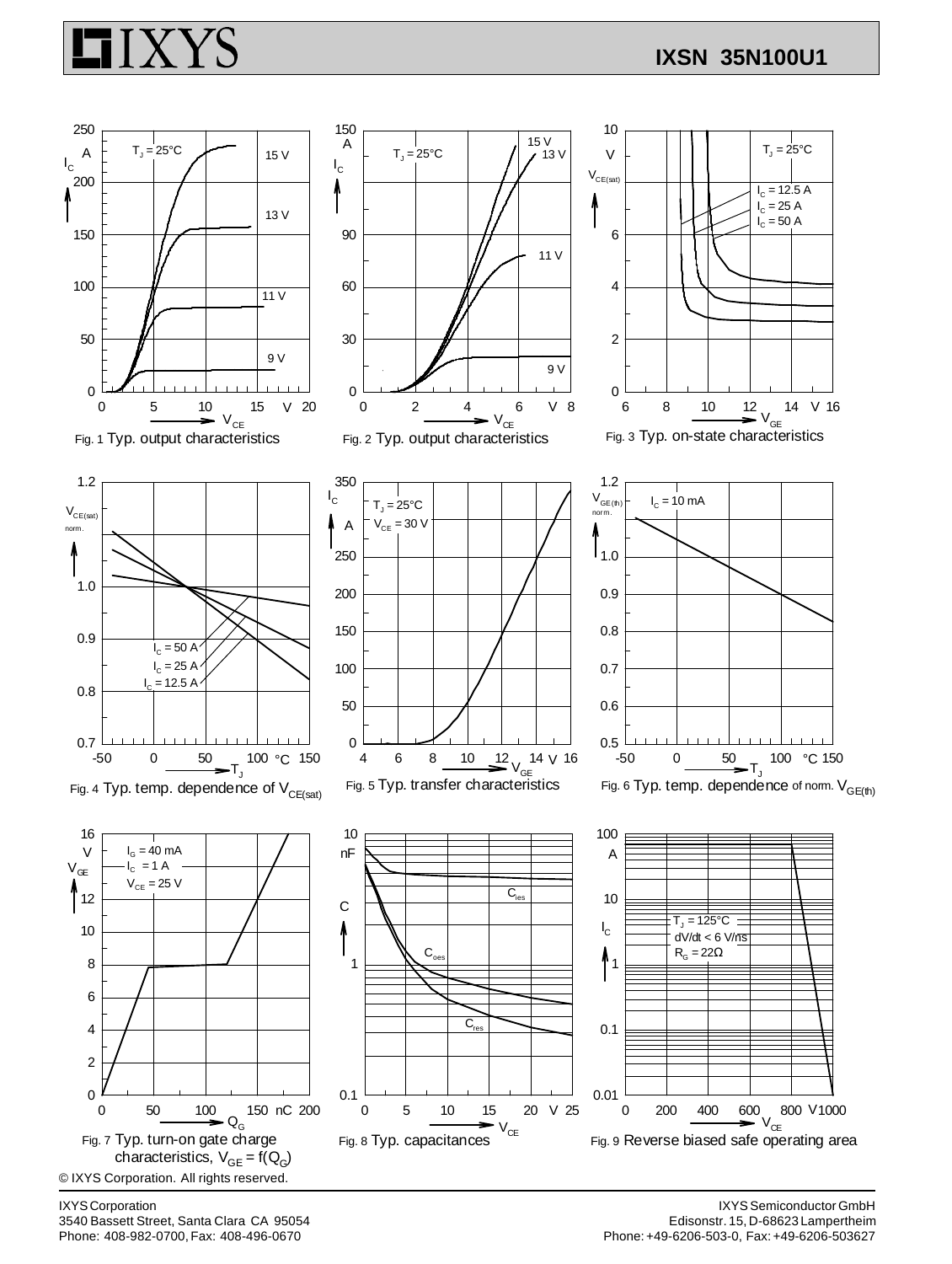Fig. 1 Typ. output characteristics

Fig. 2 Typ. output characteristics

Fig. 3 Typ. on-state characteristics

Fig. 4 Typ. temp. dependence of $V_{CE(sat)}$

Fig. 5 Typ. transfer characteristics

Fig. 6 Typ. temp. dependence of norm. $V_{GE(th)}$

Fig. 7 Typ. turn-on gate charge characteristics, $V_{GE} = f(Q_G)$

Fig. 8 Typ. capacitances

Fig. 9 Reverse biased safe operating area

© IXYS Corporation. All rights reserved.

IXYS Corporation
3540 Bassett Street, Santa Clara CA 95054
Phone: 408-982-0700, Fax: 408-496-0670

IXYS Semiconductor GmbH
Edisonstr. 15, D-68623 Lampertheim
Phone: +49-6206-503-0, Fax: +49-6206-503627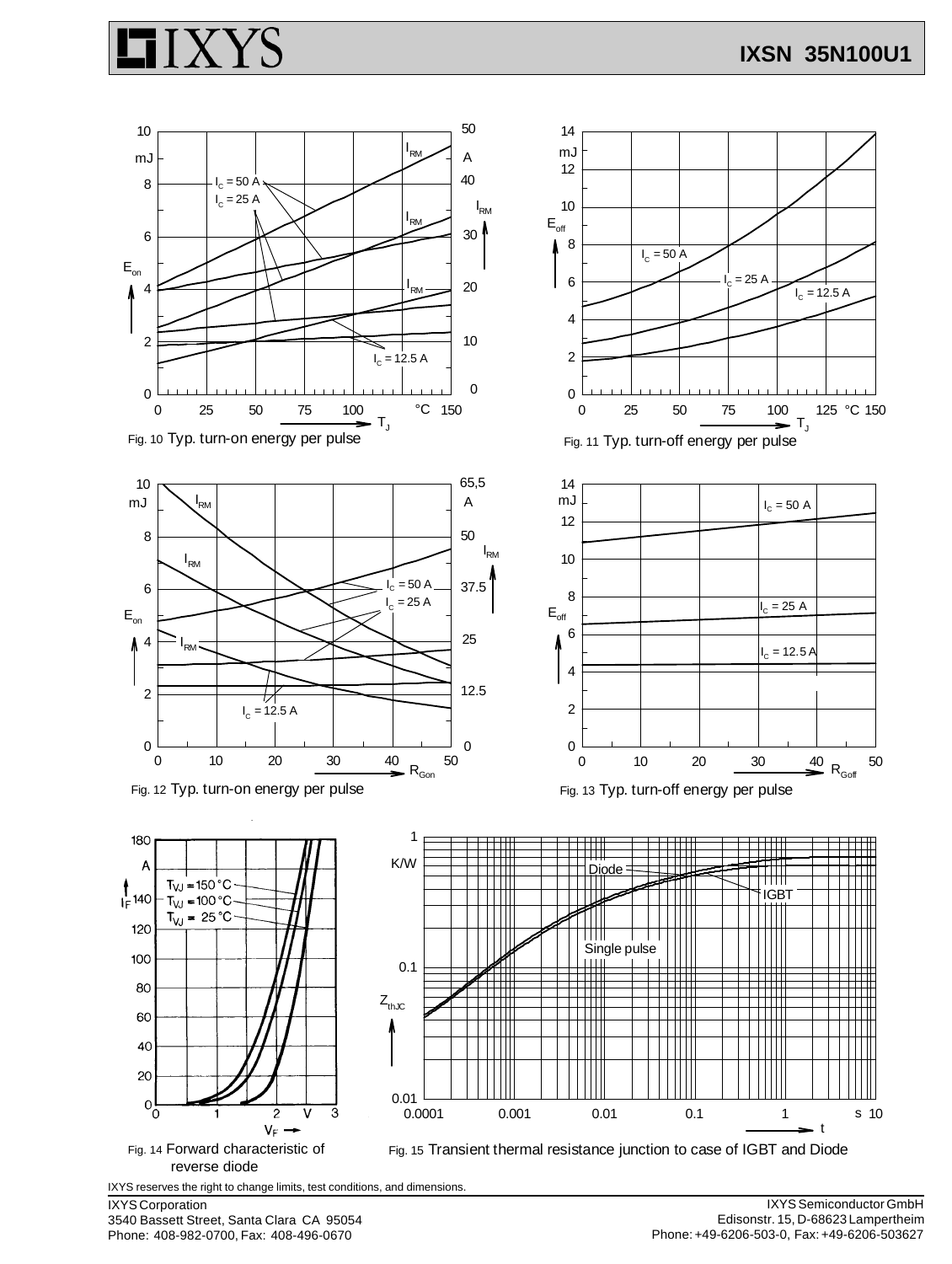Fig. 10 Typ. turn-on energy per pulse

Fig. 11 Typ. turn-off energy per pulse

Fig. 12 Typ. turn-on energy per pulse

Fig. 13 Typ. turn-off energy per pulse

Fig. 14 Forward characteristic of reverse diode

Fig. 15 Transient thermal resistance junction to case of IGBT and Diode

IXYS reserves the right to change limits, test conditions, and dimensions.

IXYS Corporation
3540 Bassett Street, Santa Clara CA 95054
Phone: 408-982-0700, Fax: 408-496-0670

IXYS Semiconductor GmbH
Edisonstr. 15, D-68623 Lampertheim
Phone: +49-6206-503-0, Fax: +49-6206-503627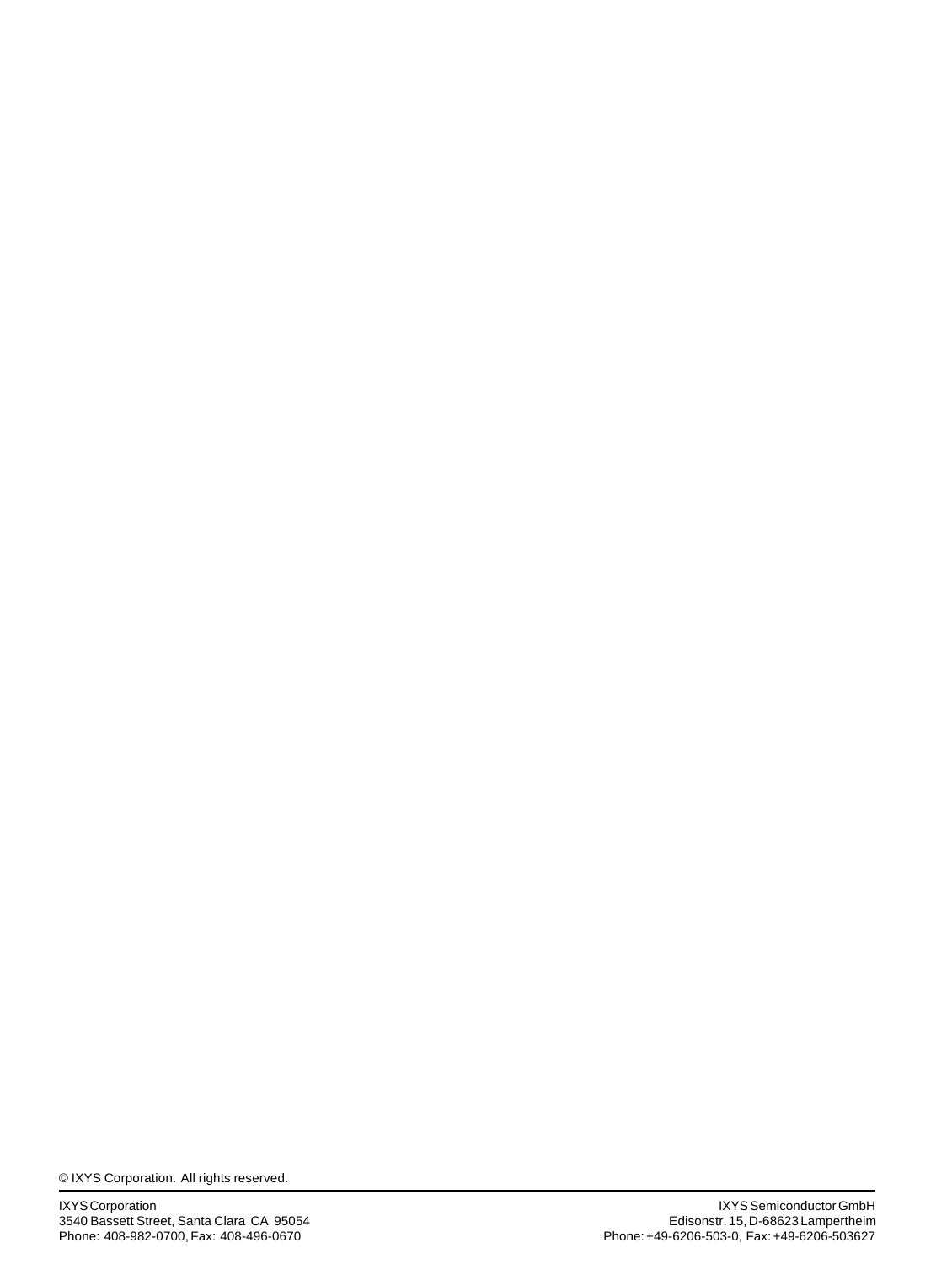© IXYS Corporation. All rights reserved.

IXYS Corporation
3540 Bassett Street, Santa Clara CA 95054
Phone: 408-982-0700, Fax: 408-496-0670

IXYS Semiconductor GmbH
Edisonstr. 15, D-68623 Lampertheim
Phone: +49-6206-503-0, Fax: +49-6206-503627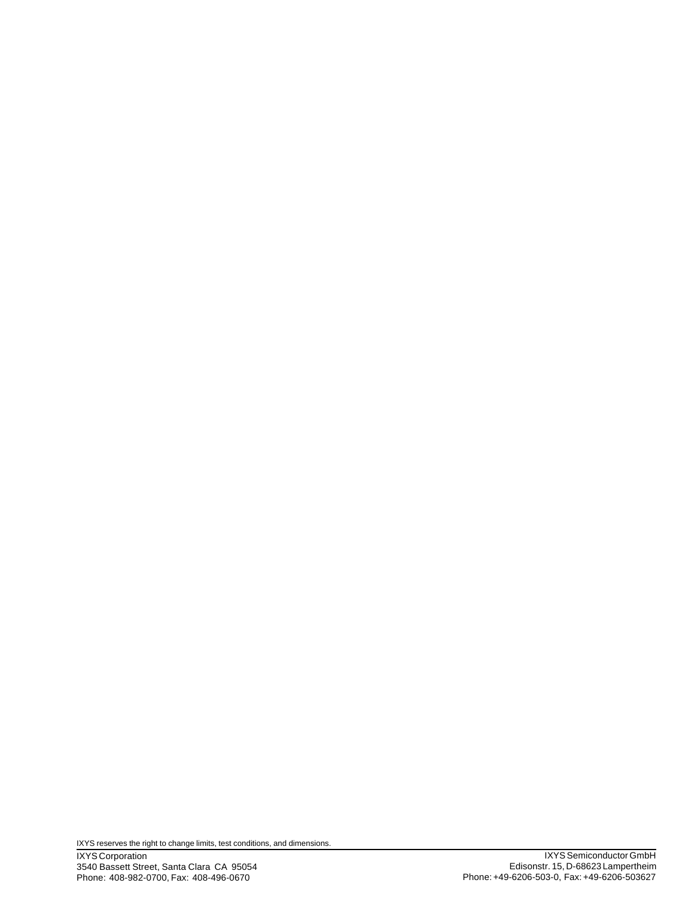IXYS reserves the right to change limits, test conditions, and dimensions.

IXYS Corporation
3540 Bassett Street, Santa Clara CA 95054
Phone: 408-982-0700, Fax: 408-496-0670

IXYS Semiconductor GmbH
Edisonstr. 15, D-68623 Lampertheim
Phone: +49-6206-503-0, Fax: +49-6206-503627